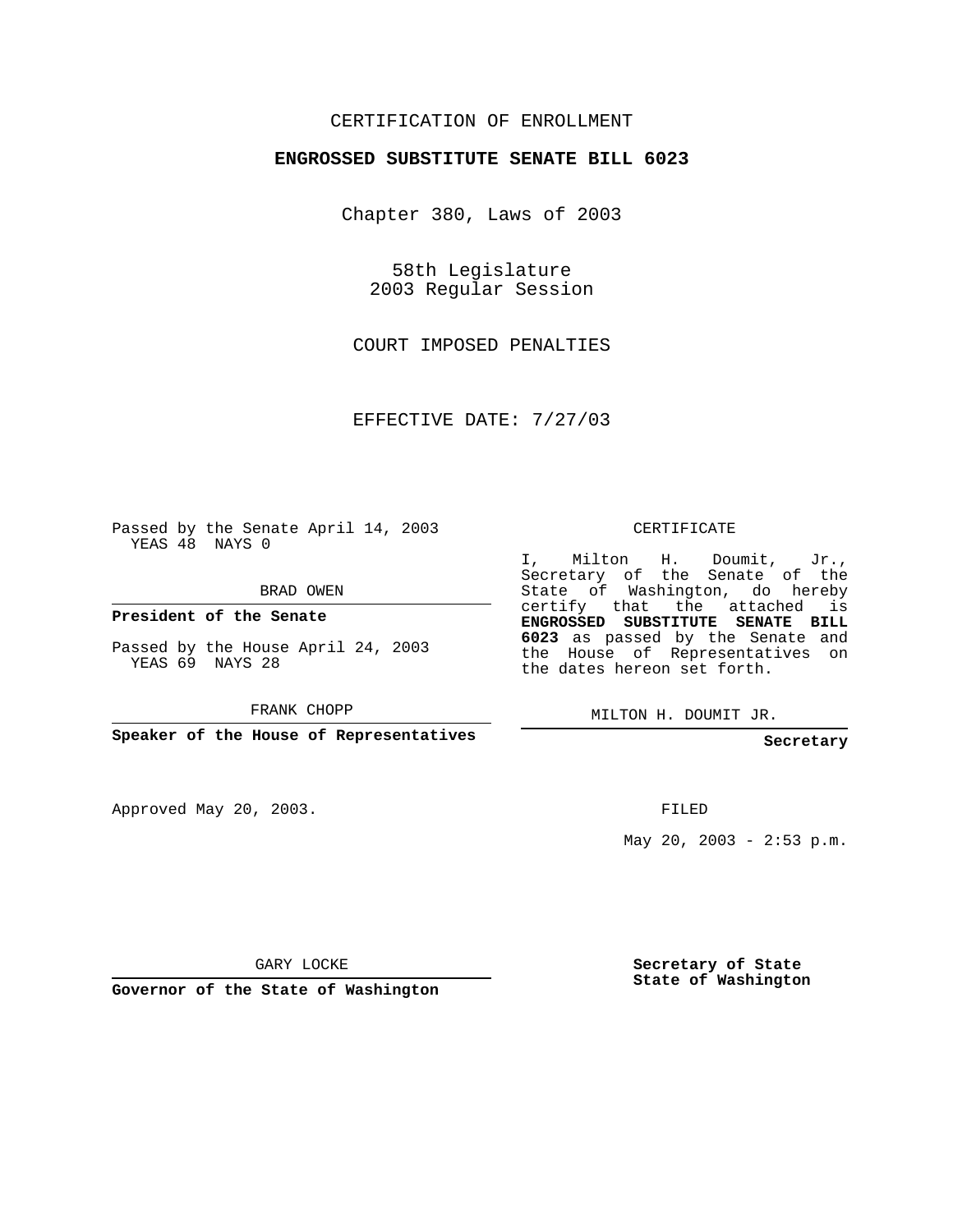CERTIFICATION OF ENROLLMENT

**ENGROSSED SUBSTITUTE SENATE BILL 6023**

Chapter 380, Laws of 2003

58th Legislature
2003 Regular Session

COURT IMPOSED PENALTIES

EFFECTIVE DATE: 7/27/03

Passed by the Senate April 14, 2003
YEAS 48 NAYS 0

BRAD OWEN

**President of the Senate**

Passed by the House April 24, 2003
YEAS 69 NAYS 28

FRANK CHOPP

**Speaker of the House of Representatives**

Approved May 20, 2003.

GARY LOCKE

**Governor of the State of Washington**

CERTIFICATE

I, Milton H. Doumit, Jr., Secretary of the Senate of the State of Washington, do hereby certify that the attached is **ENGROSSED SUBSTITUTE SENATE BILL 6023** as passed by the Senate and the House of Representatives on the dates hereon set forth.

MILTON H. DOUMIT JR.

**Secretary**

FILED

May 20, 2003 - 2:53 p.m.

**Secretary of State**
**State of Washington**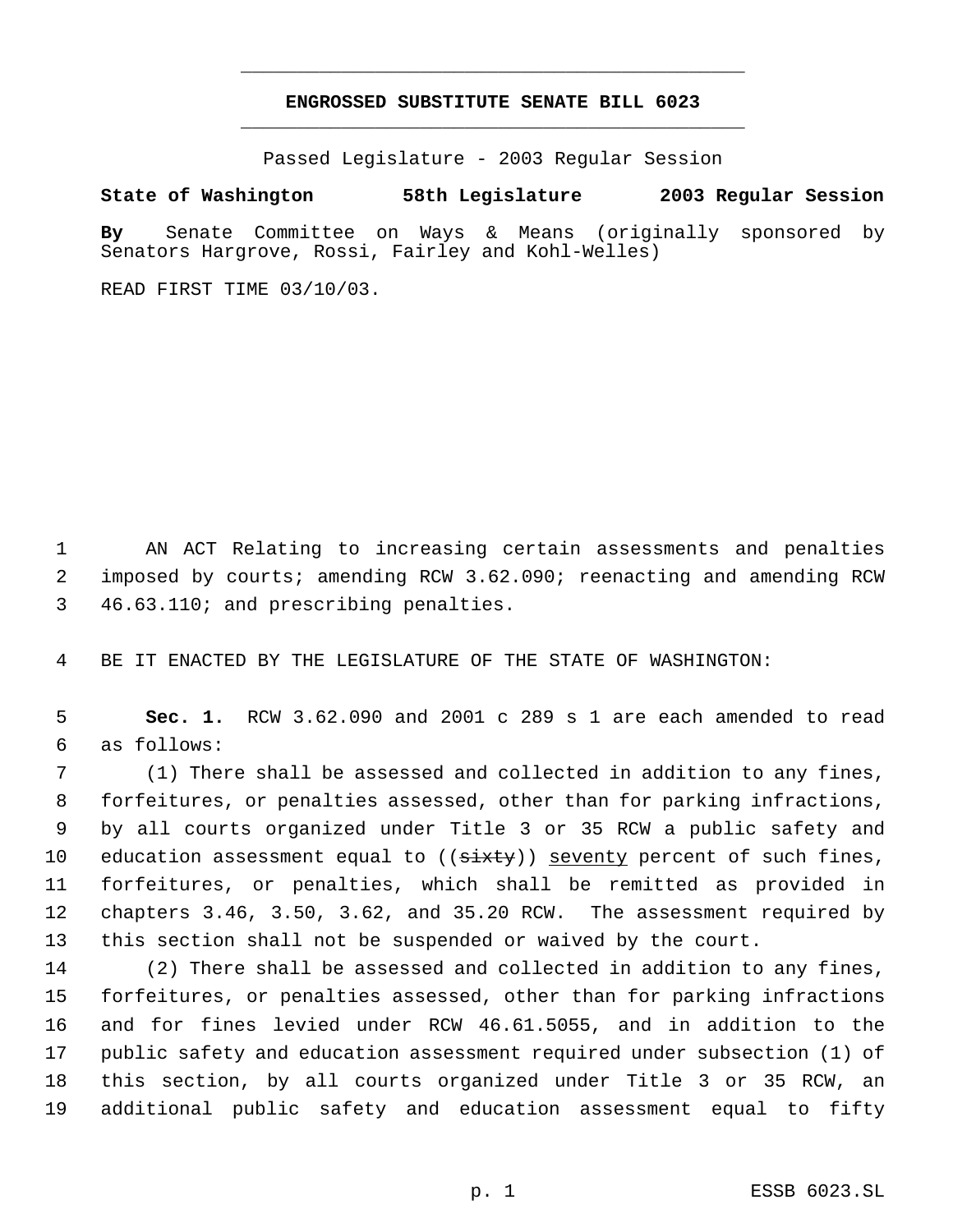**ENGROSSED SUBSTITUTE SENATE BILL 6023**

Passed Legislature - 2003 Regular Session

**State of Washington 58th Legislature 2003 Regular Session**

**By** Senate Committee on Ways & Means (originally sponsored by Senators Hargrove, Rossi, Fairley and Kohl-Welles)

READ FIRST TIME 03/10/03.

AN ACT Relating to increasing certain assessments and penalties imposed by courts; amending RCW 3.62.090; reenacting and amending RCW 46.63.110; and prescribing penalties.

BE IT ENACTED BY THE LEGISLATURE OF THE STATE OF WASHINGTON:

**Sec. 1.** RCW 3.62.090 and 2001 c 289 s 1 are each amended to read as follows:

(1) There shall be assessed and collected in addition to any fines, forfeitures, or penalties assessed, other than for parking infractions, by all courts organized under Title 3 or 35 RCW a public safety and education assessment equal to ((~~sixty~~)) <u>seventy</u> percent of such fines, forfeitures, or penalties, which shall be remitted as provided in chapters 3.46, 3.50, 3.62, and 35.20 RCW. The assessment required by this section shall not be suspended or waived by the court.

(2) There shall be assessed and collected in addition to any fines, forfeitures, or penalties assessed, other than for parking infractions and for fines levied under RCW 46.61.5055, and in addition to the public safety and education assessment required under subsection (1) of this section, by all courts organized under Title 3 or 35 RCW, an additional public safety and education assessment equal to fifty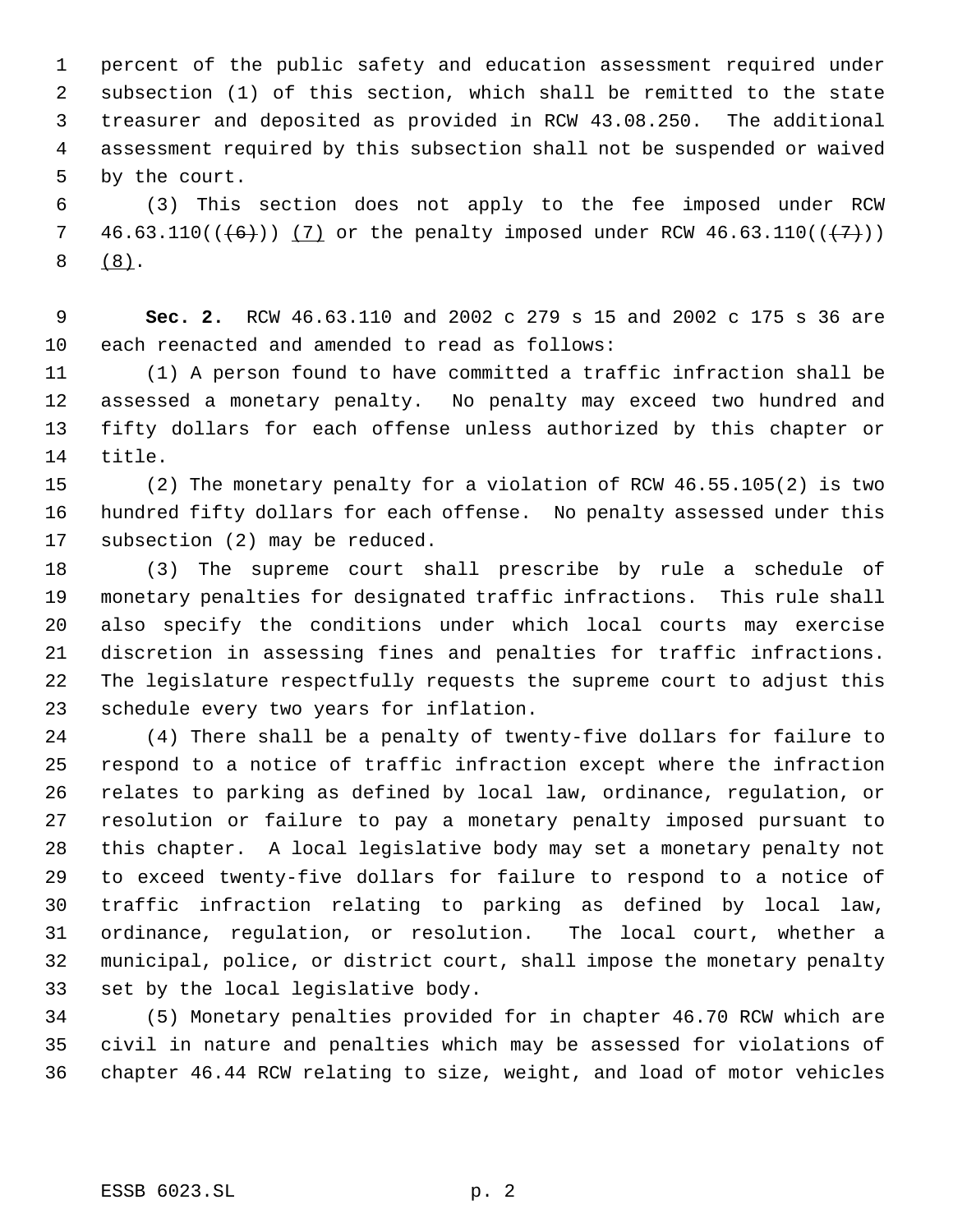percent of the public safety and education assessment required under subsection (1) of this section, which shall be remitted to the state treasurer and deposited as provided in RCW 43.08.250. The additional assessment required by this subsection shall not be suspended or waived by the court.

(3) This section does not apply to the fee imposed under RCW 46.63.110((~~(6)~~)) (7) or the penalty imposed under RCW 46.63.110((~~(7)~~)) (8).

**Sec. 2.** RCW 46.63.110 and 2002 c 279 s 15 and 2002 c 175 s 36 are each reenacted and amended to read as follows:

(1) A person found to have committed a traffic infraction shall be assessed a monetary penalty. No penalty may exceed two hundred and fifty dollars for each offense unless authorized by this chapter or title.

(2) The monetary penalty for a violation of RCW 46.55.105(2) is two hundred fifty dollars for each offense. No penalty assessed under this subsection (2) may be reduced.

(3) The supreme court shall prescribe by rule a schedule of monetary penalties for designated traffic infractions. This rule shall also specify the conditions under which local courts may exercise discretion in assessing fines and penalties for traffic infractions. The legislature respectfully requests the supreme court to adjust this schedule every two years for inflation.

(4) There shall be a penalty of twenty-five dollars for failure to respond to a notice of traffic infraction except where the infraction relates to parking as defined by local law, ordinance, regulation, or resolution or failure to pay a monetary penalty imposed pursuant to this chapter. A local legislative body may set a monetary penalty not to exceed twenty-five dollars for failure to respond to a notice of traffic infraction relating to parking as defined by local law, ordinance, regulation, or resolution. The local court, whether a municipal, police, or district court, shall impose the monetary penalty set by the local legislative body.

(5) Monetary penalties provided for in chapter 46.70 RCW which are civil in nature and penalties which may be assessed for violations of chapter 46.44 RCW relating to size, weight, and load of motor vehicles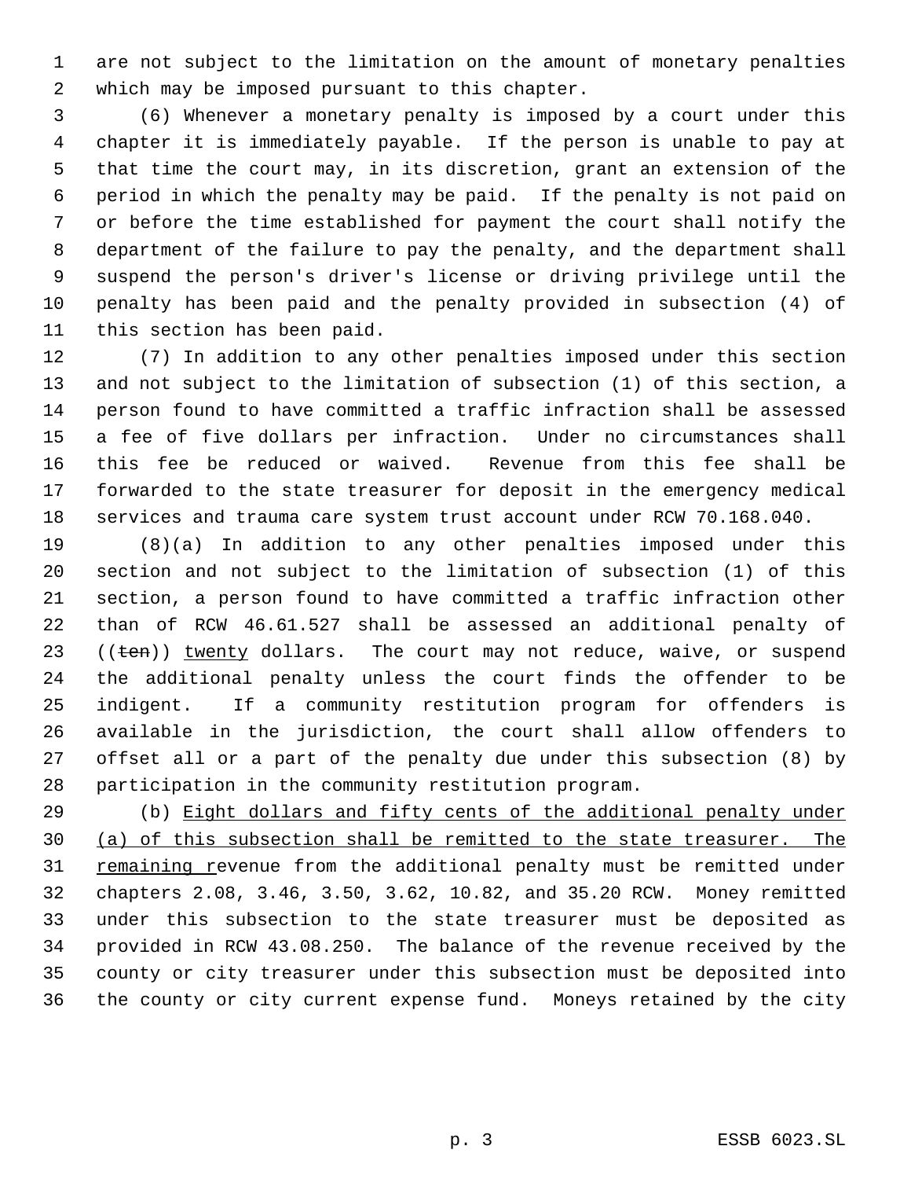are not subject to the limitation on the amount of monetary penalties which may be imposed pursuant to this chapter.

(6) Whenever a monetary penalty is imposed by a court under this chapter it is immediately payable. If the person is unable to pay at that time the court may, in its discretion, grant an extension of the period in which the penalty may be paid. If the penalty is not paid on or before the time established for payment the court shall notify the department of the failure to pay the penalty, and the department shall suspend the person's driver's license or driving privilege until the penalty has been paid and the penalty provided in subsection (4) of this section has been paid.

(7) In addition to any other penalties imposed under this section and not subject to the limitation of subsection (1) of this section, a person found to have committed a traffic infraction shall be assessed a fee of five dollars per infraction. Under no circumstances shall this fee be reduced or waived. Revenue from this fee shall be forwarded to the state treasurer for deposit in the emergency medical services and trauma care system trust account under RCW 70.168.040.

(8)(a) In addition to any other penalties imposed under this section and not subject to the limitation of subsection (1) of this section, a person found to have committed a traffic infraction other than of RCW 46.61.527 shall be assessed an additional penalty of ((~~ten~~)) <u>twenty</u> dollars. The court may not reduce, waive, or suspend the additional penalty unless the court finds the offender to be indigent. If a community restitution program for offenders is available in the jurisdiction, the court shall allow offenders to offset all or a part of the penalty due under this subsection (8) by participation in the community restitution program.

(b) <u>Eight dollars and fifty cents of the additional penalty under (a) of this subsection shall be remitted to the state treasurer. The remaining r</u>evenue from the additional penalty must be remitted under chapters 2.08, 3.46, 3.50, 3.62, 10.82, and 35.20 RCW. Money remitted under this subsection to the state treasurer must be deposited as provided in RCW 43.08.250. The balance of the revenue received by the county or city treasurer under this subsection must be deposited into the county or city current expense fund. Moneys retained by the city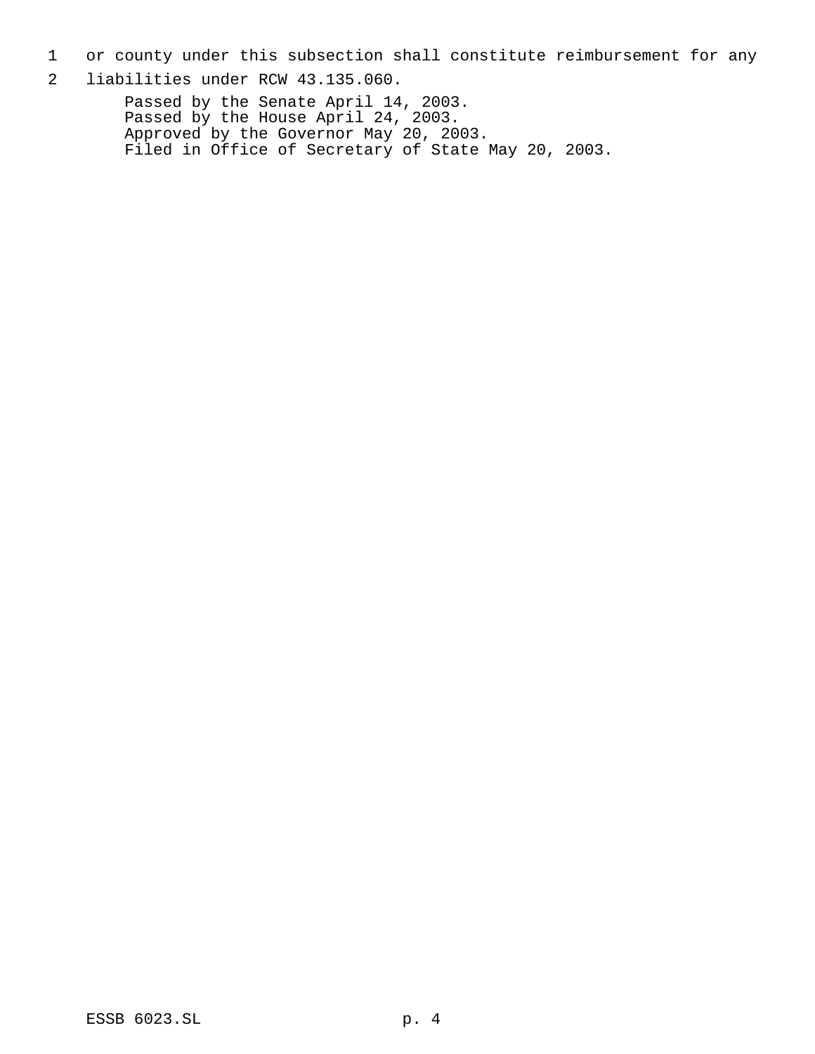or county under this subsection shall constitute reimbursement for any liabilities under RCW 43.135.060.

Passed by the Senate April 14, 2003.
Passed by the House April 24, 2003.
Approved by the Governor May 20, 2003.
Filed in Office of Secretary of State May 20, 2003.